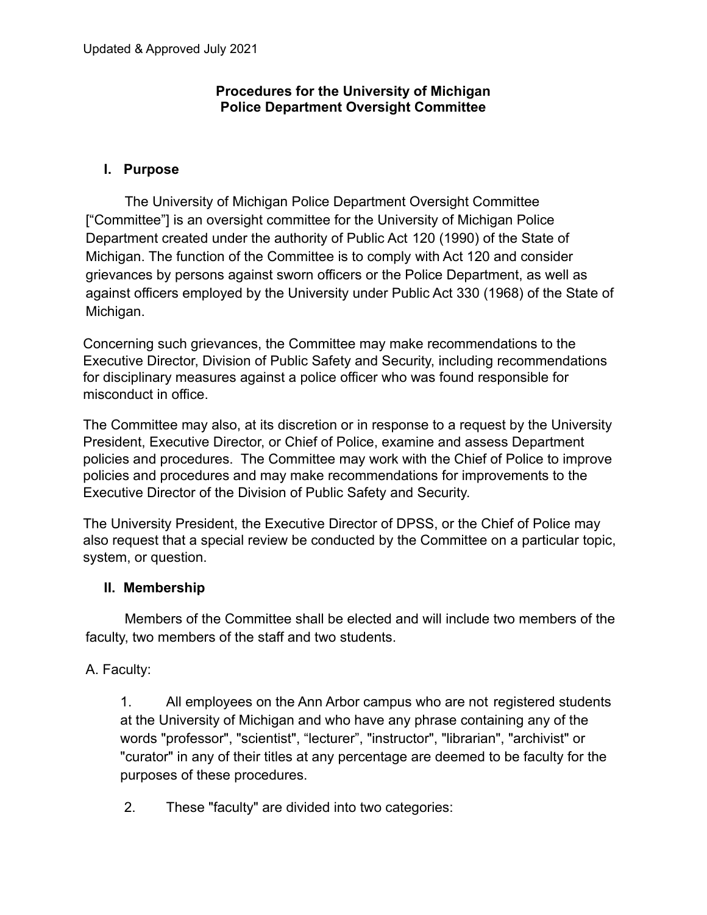Updated & Approved July 2021

**Procedures for the University of Michigan**
**Police Department Oversight Committee**

## I. Purpose

The University of Michigan Police Department Oversight Committee ["Committee"] is an oversight committee for the University of Michigan Police Department created under the authority of Public Act 120 (1990) of the State of Michigan. The function of the Committee is to comply with Act 120 and consider grievances by persons against sworn officers or the Police Department, as well as against officers employed by the University under Public Act 330 (1968) of the State of Michigan.

Concerning such grievances, the Committee may make recommendations to the Executive Director, Division of Public Safety and Security, including recommendations for disciplinary measures against a police officer who was found responsible for misconduct in office.

The Committee may also, at its discretion or in response to a request by the University President, Executive Director, or Chief of Police, examine and assess Department policies and procedures. The Committee may work with the Chief of Police to improve policies and procedures and may make recommendations for improvements to the Executive Director of the Division of Public Safety and Security.

The University President, the Executive Director of DPSS, or the Chief of Police may also request that a special review be conducted by the Committee on a particular topic, system, or question.

## II. Membership

Members of the Committee shall be elected and will include two members of the faculty, two members of the staff and two students.

A. Faculty:

1. All employees on the Ann Arbor campus who are not registered students at the University of Michigan and who have any phrase containing any of the words "professor", "scientist", "lecturer", "instructor", "librarian", "archivist" or "curator" in any of their titles at any percentage are deemed to be faculty for the purposes of these procedures.

2. These "faculty" are divided into two categories: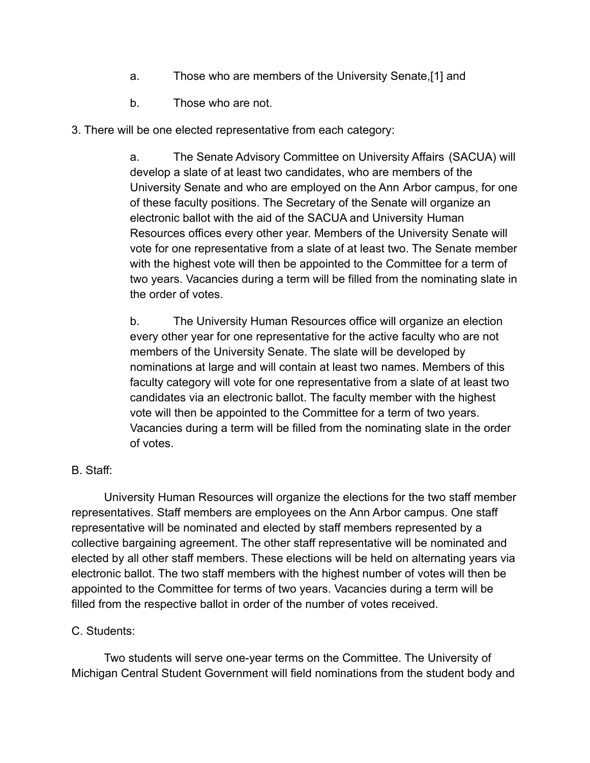a. Those who are members of the University Senate,[1] and

b. Those who are not.

3. There will be one elected representative from each category:

   a. The Senate Advisory Committee on University Affairs (SACUA) will develop a slate of at least two candidates, who are members of the University Senate and who are employed on the Ann Arbor campus, for one of these faculty positions. The Secretary of the Senate will organize an electronic ballot with the aid of the SACUA and University Human Resources offices every other year. Members of the University Senate will vote for one representative from a slate of at least two. The Senate member with the highest vote will then be appointed to the Committee for a term of two years. Vacancies during a term will be filled from the nominating slate in the order of votes.

   b. The University Human Resources office will organize an election every other year for one representative for the active faculty who are not members of the University Senate. The slate will be developed by nominations at large and will contain at least two names. Members of this faculty category will vote for one representative from a slate of at least two candidates via an electronic ballot. The faculty member with the highest vote will then be appointed to the Committee for a term of two years. Vacancies during a term will be filled from the nominating slate in the order of votes.

B. Staff:

University Human Resources will organize the elections for the two staff member representatives. Staff members are employees on the Ann Arbor campus. One staff representative will be nominated and elected by staff members represented by a collective bargaining agreement. The other staff representative will be nominated and elected by all other staff members. These elections will be held on alternating years via electronic ballot. The two staff members with the highest number of votes will then be appointed to the Committee for terms of two years. Vacancies during a term will be filled from the respective ballot in order of the number of votes received.

C. Students:

Two students will serve one-year terms on the Committee. The University of Michigan Central Student Government will field nominations from the student body and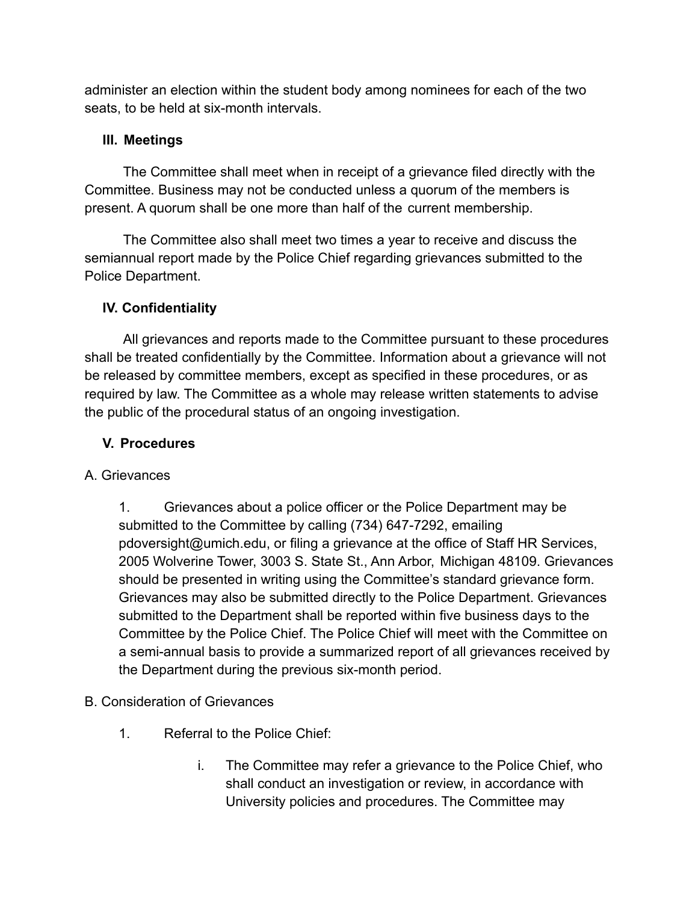administer an election within the student body among nominees for each of the two seats, to be held at six-month intervals.

## III. Meetings

The Committee shall meet when in receipt of a grievance filed directly with the Committee. Business may not be conducted unless a quorum of the members is present. A quorum shall be one more than half of the current membership.

The Committee also shall meet two times a year to receive and discuss the semiannual report made by the Police Chief regarding grievances submitted to the Police Department.

## IV. Confidentiality

All grievances and reports made to the Committee pursuant to these procedures shall be treated confidentially by the Committee. Information about a grievance will not be released by committee members, except as specified in these procedures, or as required by law. The Committee as a whole may release written statements to advise the public of the procedural status of an ongoing investigation.

## V. Procedures

A. Grievances

1. Grievances about a police officer or the Police Department may be submitted to the Committee by calling (734) 647-7292, emailing pdoversight@umich.edu, or filing a grievance at the office of Staff HR Services, 2005 Wolverine Tower, 3003 S. State St., Ann Arbor, Michigan 48109. Grievances should be presented in writing using the Committee's standard grievance form. Grievances may also be submitted directly to the Police Department. Grievances submitted to the Department shall be reported within five business days to the Committee by the Police Chief. The Police Chief will meet with the Committee on a semi-annual basis to provide a summarized report of all grievances received by the Department during the previous six-month period.

B. Consideration of Grievances

1. Referral to the Police Chief:

    i. The Committee may refer a grievance to the Police Chief, who shall conduct an investigation or review, in accordance with University policies and procedures. The Committee may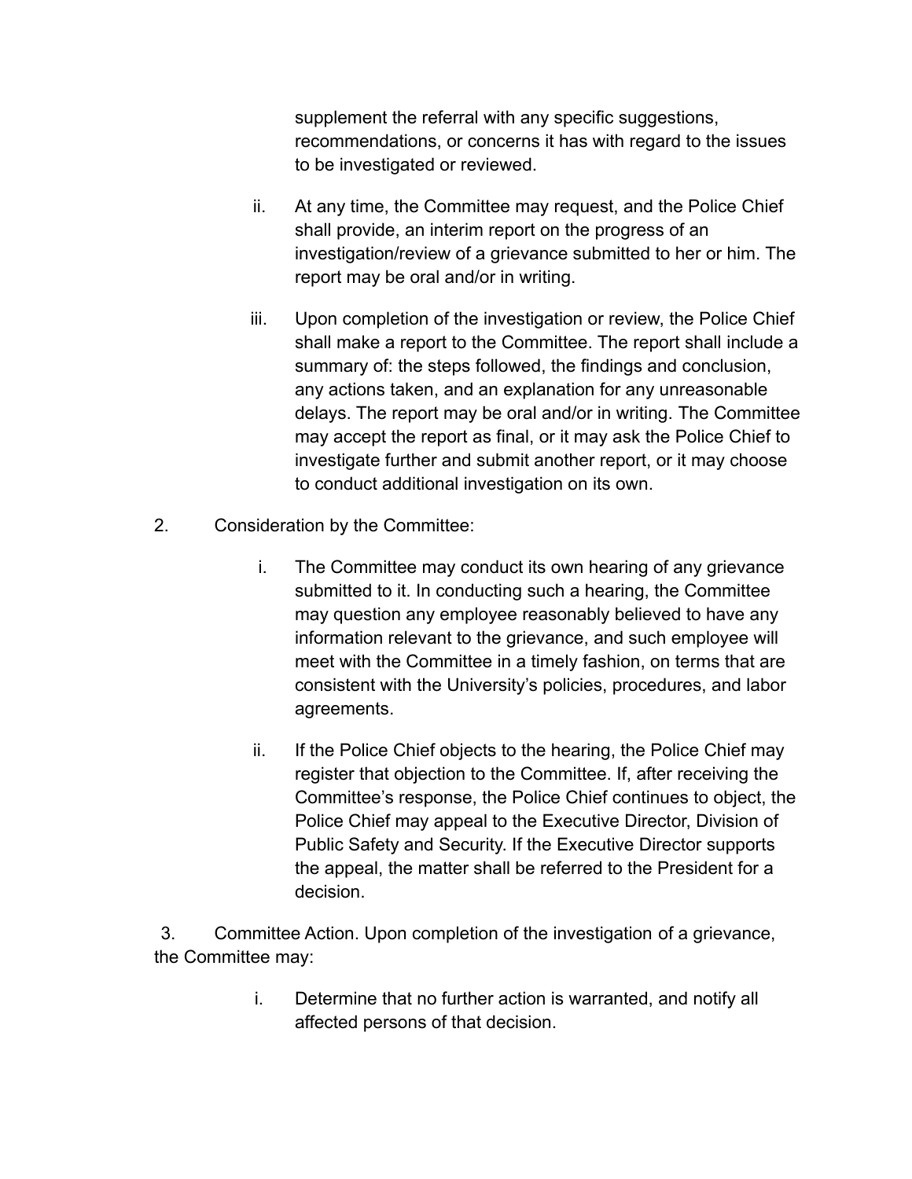supplement the referral with any specific suggestions, recommendations, or concerns it has with regard to the issues to be investigated or reviewed.

ii. At any time, the Committee may request, and the Police Chief shall provide, an interim report on the progress of an investigation/review of a grievance submitted to her or him. The report may be oral and/or in writing.

iii. Upon completion of the investigation or review, the Police Chief shall make a report to the Committee. The report shall include a summary of: the steps followed, the findings and conclusion, any actions taken, and an explanation for any unreasonable delays. The report may be oral and/or in writing. The Committee may accept the report as final, or it may ask the Police Chief to investigate further and submit another report, or it may choose to conduct additional investigation on its own.

2. Consideration by the Committee:

i. The Committee may conduct its own hearing of any grievance submitted to it. In conducting such a hearing, the Committee may question any employee reasonably believed to have any information relevant to the grievance, and such employee will meet with the Committee in a timely fashion, on terms that are consistent with the University's policies, procedures, and labor agreements.

ii. If the Police Chief objects to the hearing, the Police Chief may register that objection to the Committee. If, after receiving the Committee's response, the Police Chief continues to object, the Police Chief may appeal to the Executive Director, Division of Public Safety and Security. If the Executive Director supports the appeal, the matter shall be referred to the President for a decision.

3. Committee Action. Upon completion of the investigation of a grievance, the Committee may:

i. Determine that no further action is warranted, and notify all affected persons of that decision.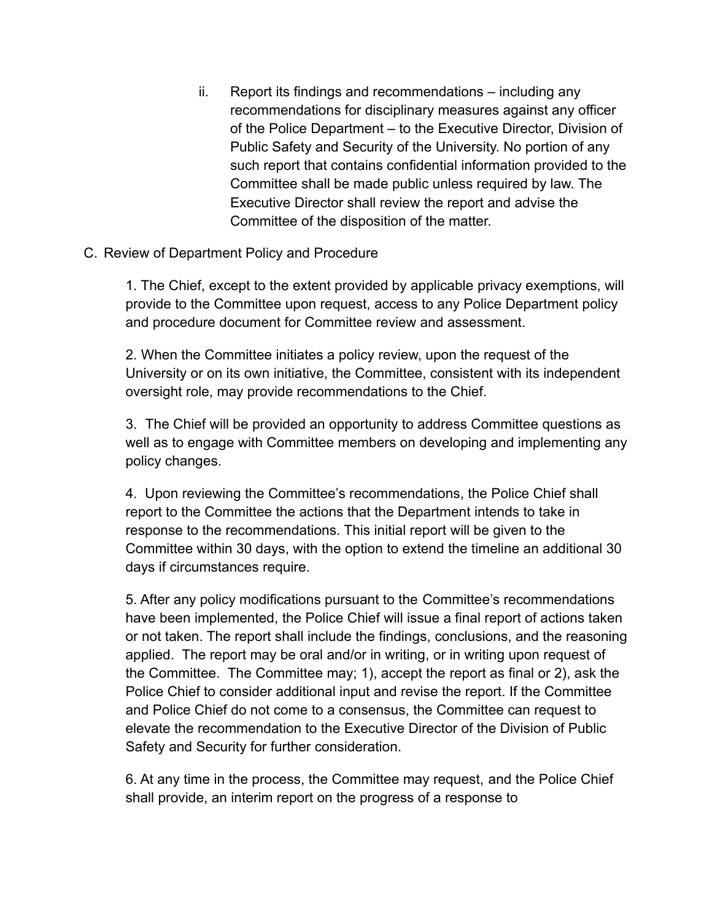ii. Report its findings and recommendations – including any recommendations for disciplinary measures against any officer of the Police Department – to the Executive Director, Division of Public Safety and Security of the University. No portion of any such report that contains confidential information provided to the Committee shall be made public unless required by law. The Executive Director shall review the report and advise the Committee of the disposition of the matter.

C. Review of Department Policy and Procedure

1. The Chief, except to the extent provided by applicable privacy exemptions, will provide to the Committee upon request, access to any Police Department policy and procedure document for Committee review and assessment.

2. When the Committee initiates a policy review, upon the request of the University or on its own initiative, the Committee, consistent with its independent oversight role, may provide recommendations to the Chief.

3. The Chief will be provided an opportunity to address Committee questions as well as to engage with Committee members on developing and implementing any policy changes.

4. Upon reviewing the Committee's recommendations, the Police Chief shall report to the Committee the actions that the Department intends to take in response to the recommendations. This initial report will be given to the Committee within 30 days, with the option to extend the timeline an additional 30 days if circumstances require.

5. After any policy modifications pursuant to the Committee's recommendations have been implemented, the Police Chief will issue a final report of actions taken or not taken. The report shall include the findings, conclusions, and the reasoning applied. The report may be oral and/or in writing, or in writing upon request of the Committee. The Committee may; 1), accept the report as final or 2), ask the Police Chief to consider additional input and revise the report. If the Committee and Police Chief do not come to a consensus, the Committee can request to elevate the recommendation to the Executive Director of the Division of Public Safety and Security for further consideration.

6. At any time in the process, the Committee may request, and the Police Chief shall provide, an interim report on the progress of a response to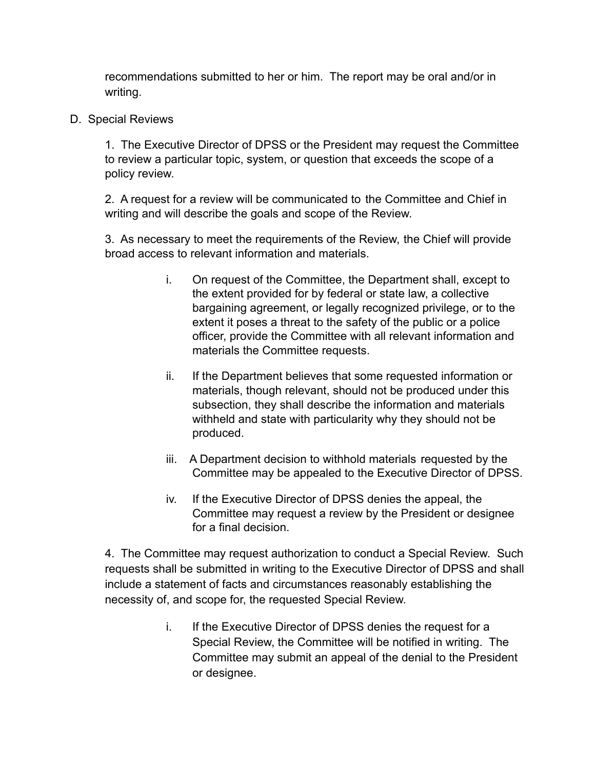recommendations submitted to her or him. The report may be oral and/or in writing.

D. Special Reviews

1. The Executive Director of DPSS or the President may request the Committee to review a particular topic, system, or question that exceeds the scope of a policy review.

2. A request for a review will be communicated to the Committee and Chief in writing and will describe the goals and scope of the Review.

3. As necessary to meet the requirements of the Review, the Chief will provide broad access to relevant information and materials.

   i. On request of the Committee, the Department shall, except to the extent provided for by federal or state law, a collective bargaining agreement, or legally recognized privilege, or to the extent it poses a threat to the safety of the public or a police officer, provide the Committee with all relevant information and materials the Committee requests.

   ii. If the Department believes that some requested information or materials, though relevant, should not be produced under this subsection, they shall describe the information and materials withheld and state with particularity why they should not be produced.

   iii. A Department decision to withhold materials requested by the Committee may be appealed to the Executive Director of DPSS.

   iv. If the Executive Director of DPSS denies the appeal, the Committee may request a review by the President or designee for a final decision.

4. The Committee may request authorization to conduct a Special Review. Such requests shall be submitted in writing to the Executive Director of DPSS and shall include a statement of facts and circumstances reasonably establishing the necessity of, and scope for, the requested Special Review.

   i. If the Executive Director of DPSS denies the request for a Special Review, the Committee will be notified in writing. The Committee may submit an appeal of the denial to the President or designee.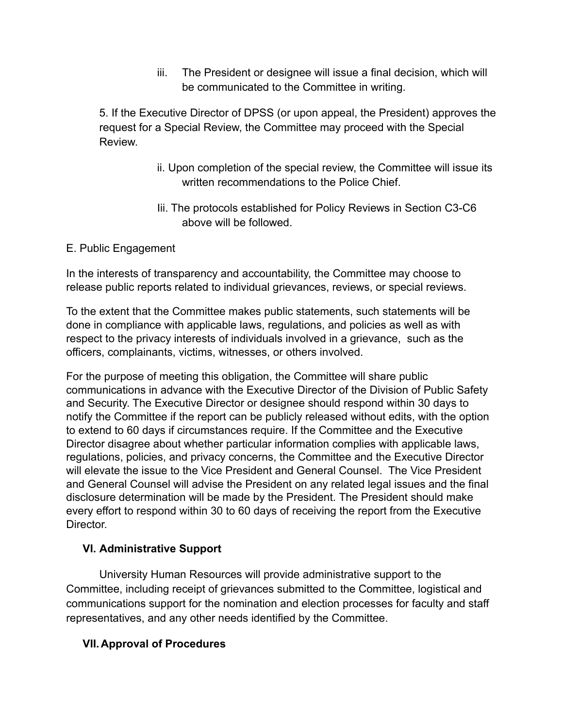iii. The President or designee will issue a final decision, which will be communicated to the Committee in writing.

5. If the Executive Director of DPSS (or upon appeal, the President) approves the request for a Special Review, the Committee may proceed with the Special Review.

ii. Upon completion of the special review, the Committee will issue its written recommendations to the Police Chief.

Iii. The protocols established for Policy Reviews in Section C3-C6 above will be followed.

E. Public Engagement

In the interests of transparency and accountability, the Committee may choose to release public reports related to individual grievances, reviews, or special reviews.

To the extent that the Committee makes public statements, such statements will be done in compliance with applicable laws, regulations, and policies as well as with respect to the privacy interests of individuals involved in a grievance, such as the officers, complainants, victims, witnesses, or others involved.

For the purpose of meeting this obligation, the Committee will share public communications in advance with the Executive Director of the Division of Public Safety and Security. The Executive Director or designee should respond within 30 days to notify the Committee if the report can be publicly released without edits, with the option to extend to 60 days if circumstances require. If the Committee and the Executive Director disagree about whether particular information complies with applicable laws, regulations, policies, and privacy concerns, the Committee and the Executive Director will elevate the issue to the Vice President and General Counsel. The Vice President and General Counsel will advise the President on any related legal issues and the final disclosure determination will be made by the President. The President should make every effort to respond within 30 to 60 days of receiving the report from the Executive Director.

## VI. Administrative Support

University Human Resources will provide administrative support to the Committee, including receipt of grievances submitted to the Committee, logistical and communications support for the nomination and election processes for faculty and staff representatives, and any other needs identified by the Committee.

## VII. Approval of Procedures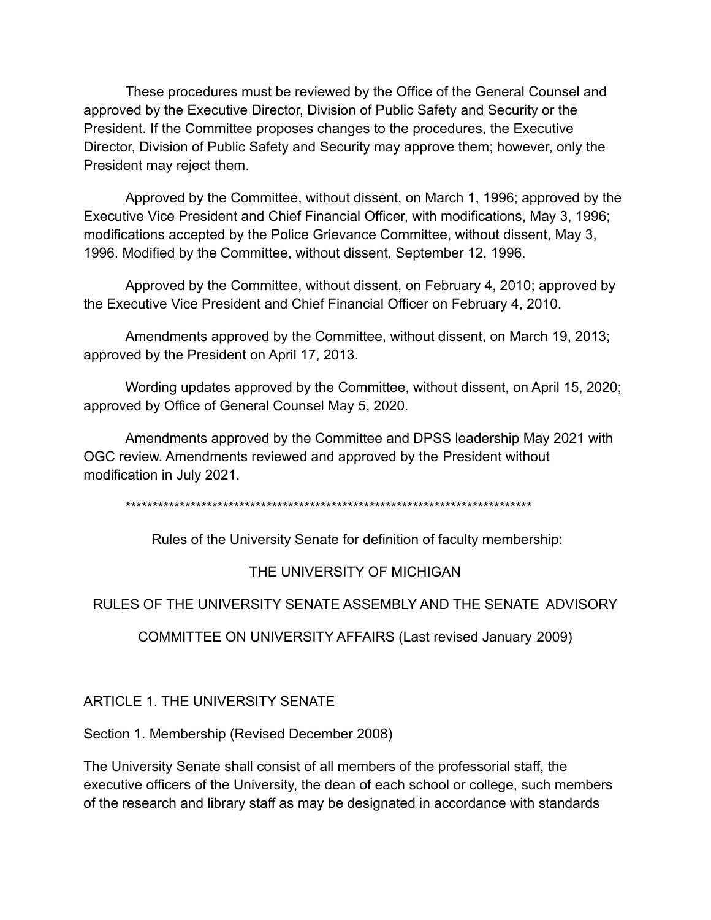These procedures must be reviewed by the Office of the General Counsel and approved by the Executive Director, Division of Public Safety and Security or the President. If the Committee proposes changes to the procedures, the Executive Director, Division of Public Safety and Security may approve them; however, only the President may reject them.

Approved by the Committee, without dissent, on March 1, 1996; approved by the Executive Vice President and Chief Financial Officer, with modifications, May 3, 1996; modifications accepted by the Police Grievance Committee, without dissent, May 3, 1996. Modified by the Committee, without dissent, September 12, 1996.

Approved by the Committee, without dissent, on February 4, 2010; approved by the Executive Vice President and Chief Financial Officer on February 4, 2010.

Amendments approved by the Committee, without dissent, on March 19, 2013; approved by the President on April 17, 2013.

Wording updates approved by the Committee, without dissent, on April 15, 2020; approved by Office of General Counsel May 5, 2020.

Amendments approved by the Committee and DPSS leadership May 2021 with OGC review. Amendments reviewed and approved by the President without modification in July 2021.

******************************************************************************

Rules of the University Senate for definition of faculty membership:

THE UNIVERSITY OF MICHIGAN

RULES OF THE UNIVERSITY SENATE ASSEMBLY AND THE SENATE ADVISORY COMMITTEE ON UNIVERSITY AFFAIRS (Last revised January 2009)

## ARTICLE 1. THE UNIVERSITY SENATE

### Section 1. Membership (Revised December 2008)

The University Senate shall consist of all members of the professorial staff, the executive officers of the University, the dean of each school or college, such members of the research and library staff as may be designated in accordance with standards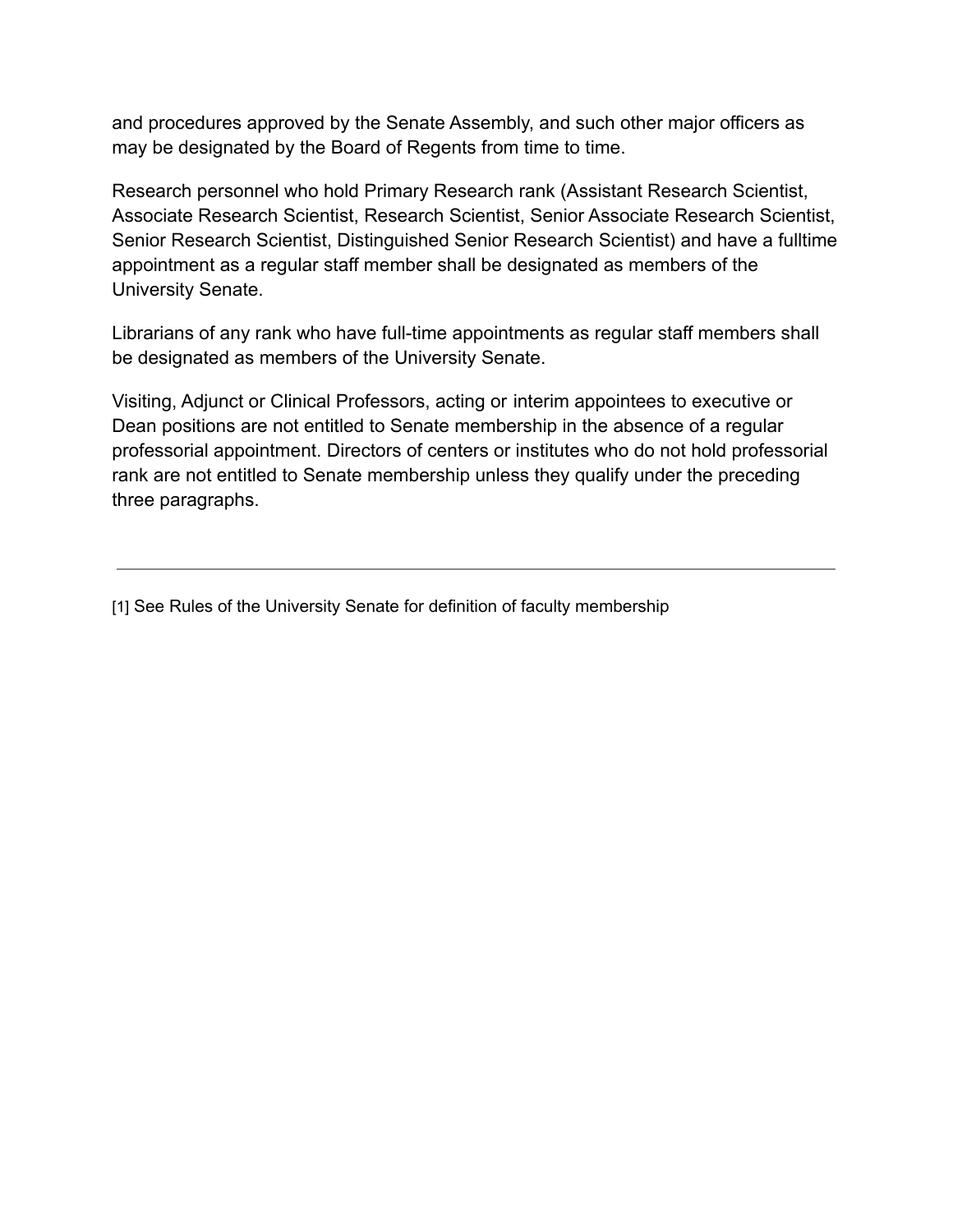and procedures approved by the Senate Assembly, and such other major officers as may be designated by the Board of Regents from time to time.

Research personnel who hold Primary Research rank (Assistant Research Scientist, Associate Research Scientist, Research Scientist, Senior Associate Research Scientist, Senior Research Scientist, Distinguished Senior Research Scientist) and have a fulltime appointment as a regular staff member shall be designated as members of the University Senate.

Librarians of any rank who have full-time appointments as regular staff members shall be designated as members of the University Senate.

Visiting, Adjunct or Clinical Professors, acting or interim appointees to executive or Dean positions are not entitled to Senate membership in the absence of a regular professorial appointment. Directors of centers or institutes who do not hold professorial rank are not entitled to Senate membership unless they qualify under the preceding three paragraphs.

---

[1] See Rules of the University Senate for definition of faculty membership